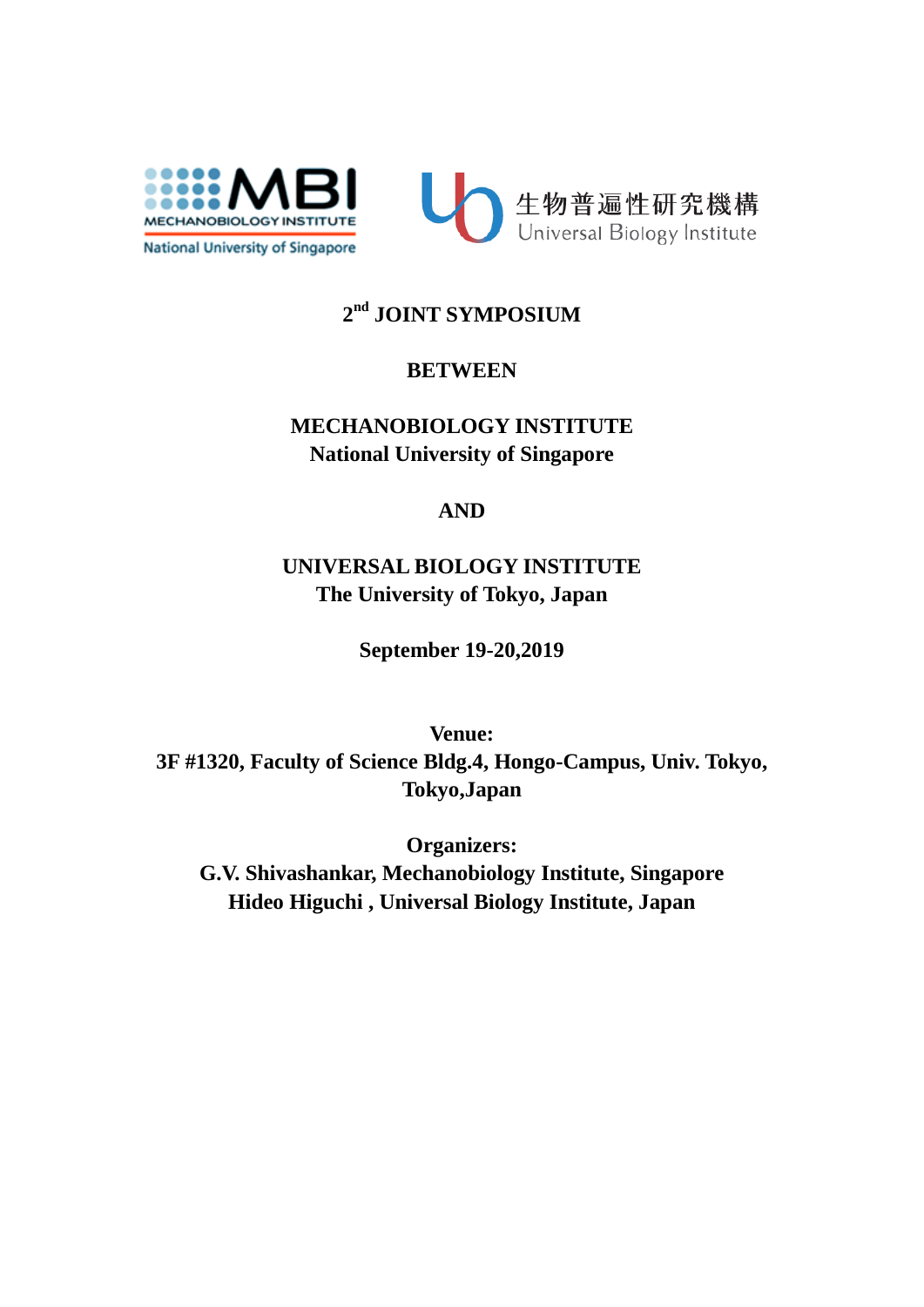MECHANOBIOLOGY INSTITUTE
National University of Singapore

生物普遍性研究機構
Universal Biology Institute

# 2nd JOINT SYMPOSIUM

**BETWEEN**

**MECHANOBIOLOGY INSTITUTE**
**National University of Singapore**

**AND**

**UNIVERSAL BIOLOGY INSTITUTE**
**The University of Tokyo, Japan**

**September 19-20,2019**

**Venue:**
**3F #1320, Faculty of Science Bldg.4, Hongo-Campus, Univ. Tokyo, Tokyo,Japan**

**Organizers:**
**G.V. Shivashankar, Mechanobiology Institute, Singapore**
**Hideo Higuchi , Universal Biology Institute, Japan**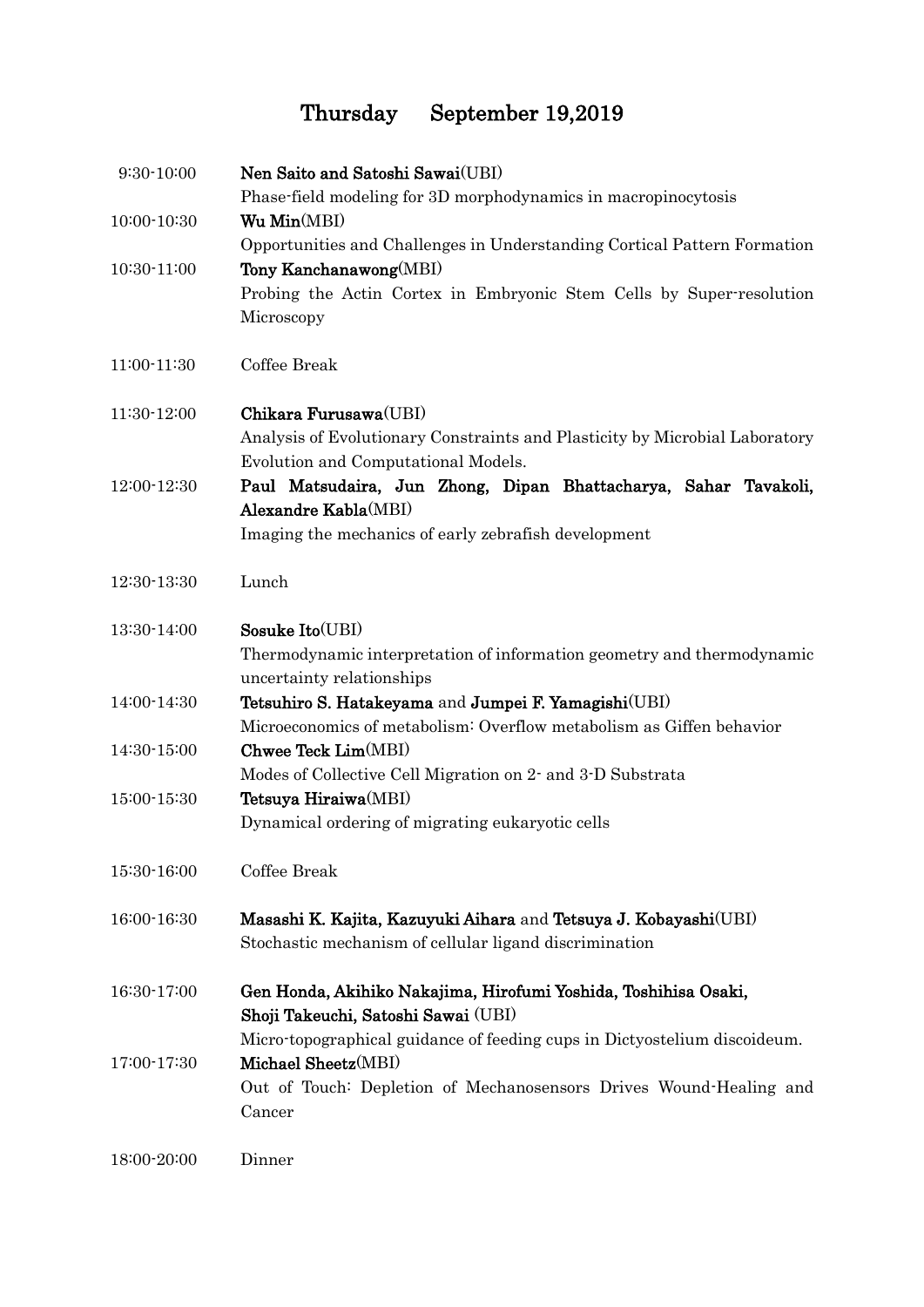# Thursday September 19,2019

9:30-10:00 **Nen Saito and Satoshi Sawai**(UBI)
Phase-field modeling for 3D morphodynamics in macropinocytosis

10:00-10:30 **Wu Min**(MBI)
Opportunities and Challenges in Understanding Cortical Pattern Formation

10:30-11:00 **Tony Kanchanawong**(MBI)
Probing the Actin Cortex in Embryonic Stem Cells by Super-resolution Microscopy

11:00-11:30 Coffee Break

11:30-12:00 **Chikara Furusawa**(UBI)
Analysis of Evolutionary Constraints and Plasticity by Microbial Laboratory Evolution and Computational Models.

12:00-12:30 **Paul Matsudaira, Jun Zhong, Dipan Bhattacharya, Sahar Tavakoli, Alexandre Kabla**(MBI)
Imaging the mechanics of early zebrafish development

12:30-13:30 Lunch

13:30-14:00 **Sosuke Ito**(UBI)
Thermodynamic interpretation of information geometry and thermodynamic uncertainty relationships

14:00-14:30 **Tetsuhiro S. Hatakeyama** and **Jumpei F. Yamagishi**(UBI)
Microeconomics of metabolism: Overflow metabolism as Giffen behavior

14:30-15:00 **Chwee Teck Lim**(MBI)
Modes of Collective Cell Migration on 2- and 3-D Substrata

15:00-15:30 **Tetsuya Hiraiwa**(MBI)
Dynamical ordering of migrating eukaryotic cells

15:30-16:00 Coffee Break

16:00-16:30 **Masashi K. Kajita, Kazuyuki Aihara** and **Tetsuya J. Kobayashi**(UBI)
Stochastic mechanism of cellular ligand discrimination

16:30-17:00 **Gen Honda, Akihiko Nakajima, Hirofumi Yoshida, Toshihisa Osaki, Shoji Takeuchi, Satoshi Sawai** (UBI)
Micro-topographical guidance of feeding cups in Dictyostelium discoideum.

17:00-17:30 **Michael Sheetz**(MBI)
Out of Touch: Depletion of Mechanosensors Drives Wound-Healing and Cancer

18:00-20:00 Dinner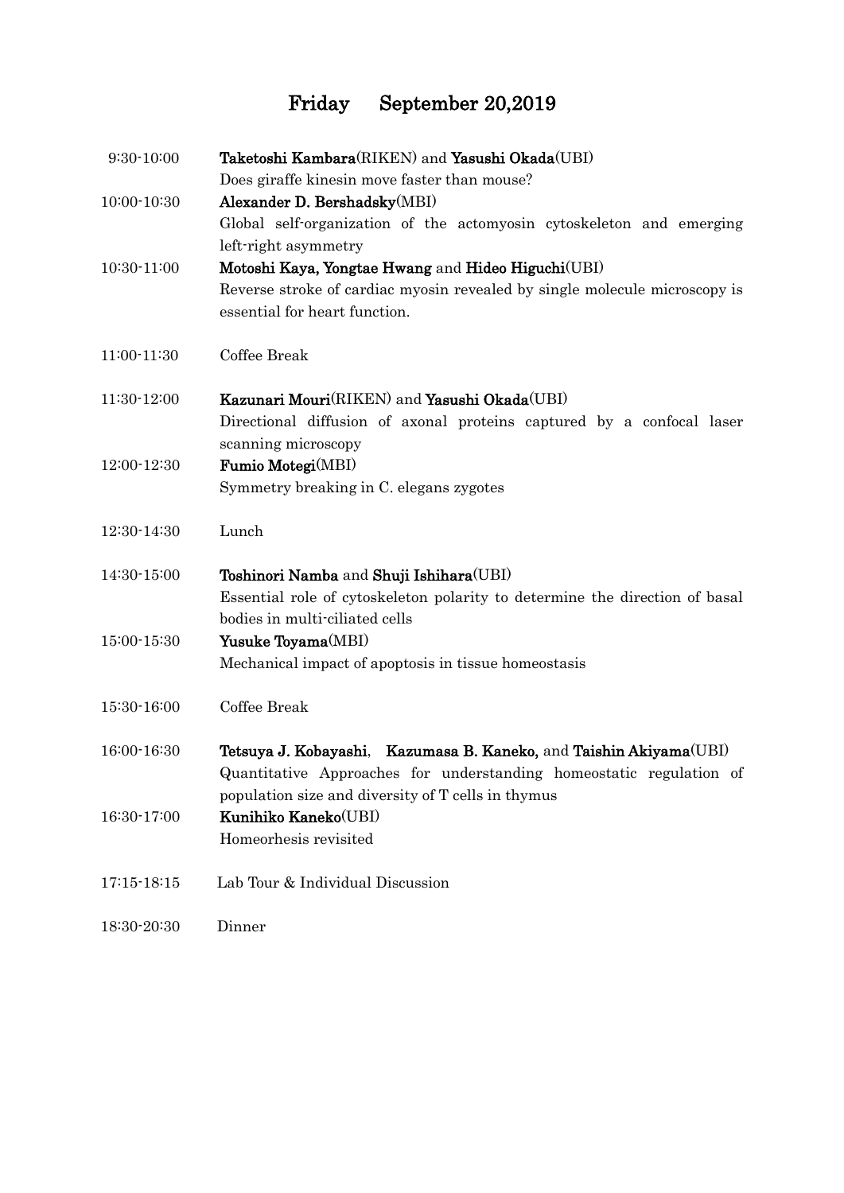# Friday　September 20,2019

| | |
|---|---|
| 9:30-10:00 | **Taketoshi Kambara**(RIKEN) and **Yasushi Okada**(UBI)<br>Does giraffe kinesin move faster than mouse? |
| 10:00-10:30 | **Alexander D. Bershadsky**(MBI)<br>Global self-organization of the actomyosin cytoskeleton and emerging left-right asymmetry |
| 10:30-11:00 | **Motoshi Kaya, Yongtae Hwang** and **Hideo Higuchi**(UBI)<br>Reverse stroke of cardiac myosin revealed by single molecule microscopy is essential for heart function. |
| 11:00-11:30 | Coffee Break |
| 11:30-12:00 | **Kazunari Mouri**(RIKEN) and **Yasushi Okada**(UBI)<br>Directional diffusion of axonal proteins captured by a confocal laser scanning microscopy |
| 12:00-12:30 | **Fumio Motegi**(MBI)<br>Symmetry breaking in C. elegans zygotes |
| 12:30-14:30 | Lunch |
| 14:30-15:00 | **Toshinori Namba** and **Shuji Ishihara**(UBI)<br>Essential role of cytoskeleton polarity to determine the direction of basal bodies in multi-ciliated cells |
| 15:00-15:30 | **Yusuke Toyama**(MBI)<br>Mechanical impact of apoptosis in tissue homeostasis |
| 15:30-16:00 | Coffee Break |
| 16:00-16:30 | **Tetsuya J. Kobayashi**,　**Kazumasa B. Kaneko,** and **Taishin Akiyama**(UBI)<br>Quantitative Approaches for understanding homeostatic regulation of population size and diversity of T cells in thymus |
| 16:30-17:00 | **Kunihiko Kaneko**(UBI)<br>Homeorhesis revisited |
| 17:15-18:15 | Lab Tour & Individual Discussion |
| 18:30-20:30 | Dinner |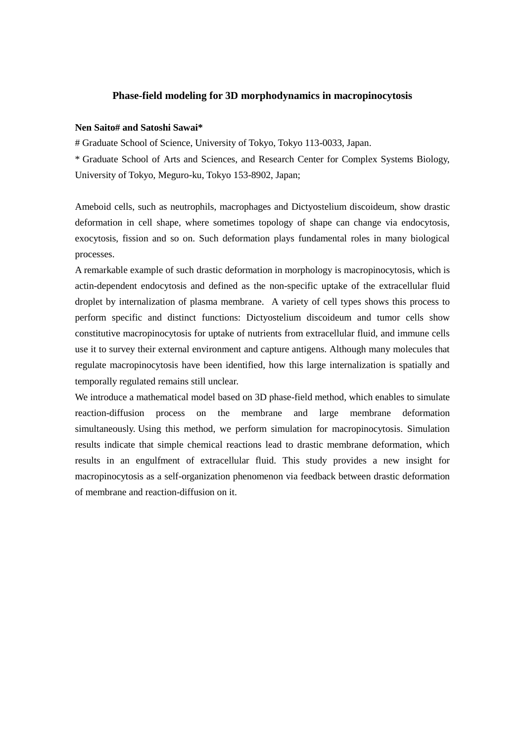## Phase-field modeling for 3D morphodynamics in macropinocytosis

**Nen Saito# and Satoshi Sawai***

# Graduate School of Science, University of Tokyo, Tokyo 113-0033, Japan.

* Graduate School of Arts and Sciences, and Research Center for Complex Systems Biology, University of Tokyo, Meguro-ku, Tokyo 153-8902, Japan;

Ameboid cells, such as neutrophils, macrophages and Dictyostelium discoideum, show drastic deformation in cell shape, where sometimes topology of shape can change via endocytosis, exocytosis, fission and so on. Such deformation plays fundamental roles in many biological processes.

A remarkable example of such drastic deformation in morphology is macropinocytosis, which is actin-dependent endocytosis and defined as the non-specific uptake of the extracellular fluid droplet by internalization of plasma membrane. A variety of cell types shows this process to perform specific and distinct functions: Dictyostelium discoideum and tumor cells show constitutive macropinocytosis for uptake of nutrients from extracellular fluid, and immune cells use it to survey their external environment and capture antigens. Although many molecules that regulate macropinocytosis have been identified, how this large internalization is spatially and temporally regulated remains still unclear.

We introduce a mathematical model based on 3D phase-field method, which enables to simulate reaction-diffusion process on the membrane and large membrane deformation simultaneously. Using this method, we perform simulation for macropinocytosis. Simulation results indicate that simple chemical reactions lead to drastic membrane deformation, which results in an engulfment of extracellular fluid. This study provides a new insight for macropinocytosis as a self-organization phenomenon via feedback between drastic deformation of membrane and reaction-diffusion on it.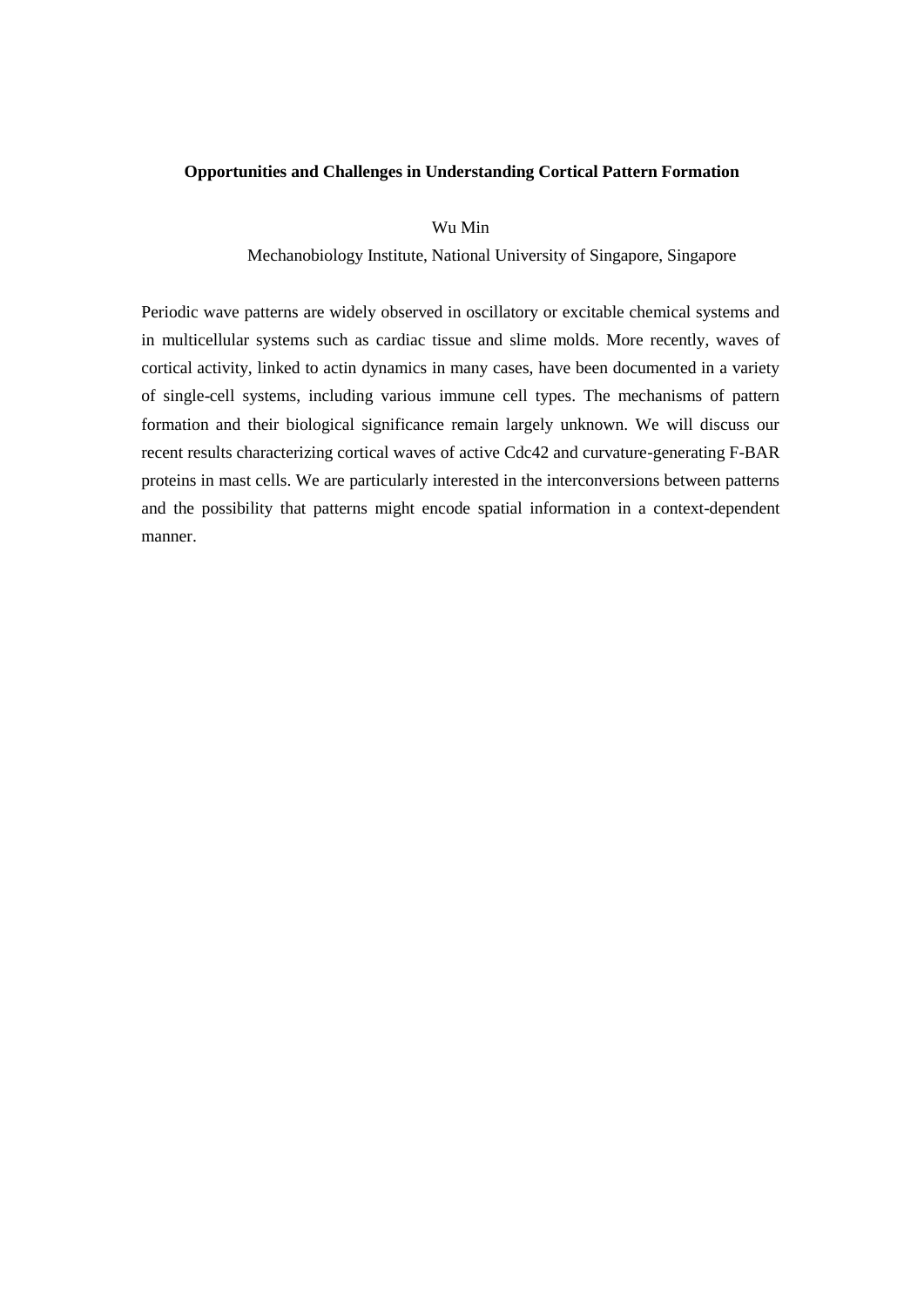**Opportunities and Challenges in Understanding Cortical Pattern Formation**

Wu Min

Mechanobiology Institute, National University of Singapore, Singapore

Periodic wave patterns are widely observed in oscillatory or excitable chemical systems and in multicellular systems such as cardiac tissue and slime molds. More recently, waves of cortical activity, linked to actin dynamics in many cases, have been documented in a variety of single-cell systems, including various immune cell types. The mechanisms of pattern formation and their biological significance remain largely unknown. We will discuss our recent results characterizing cortical waves of active Cdc42 and curvature-generating F-BAR proteins in mast cells. We are particularly interested in the interconversions between patterns and the possibility that patterns might encode spatial information in a context-dependent manner.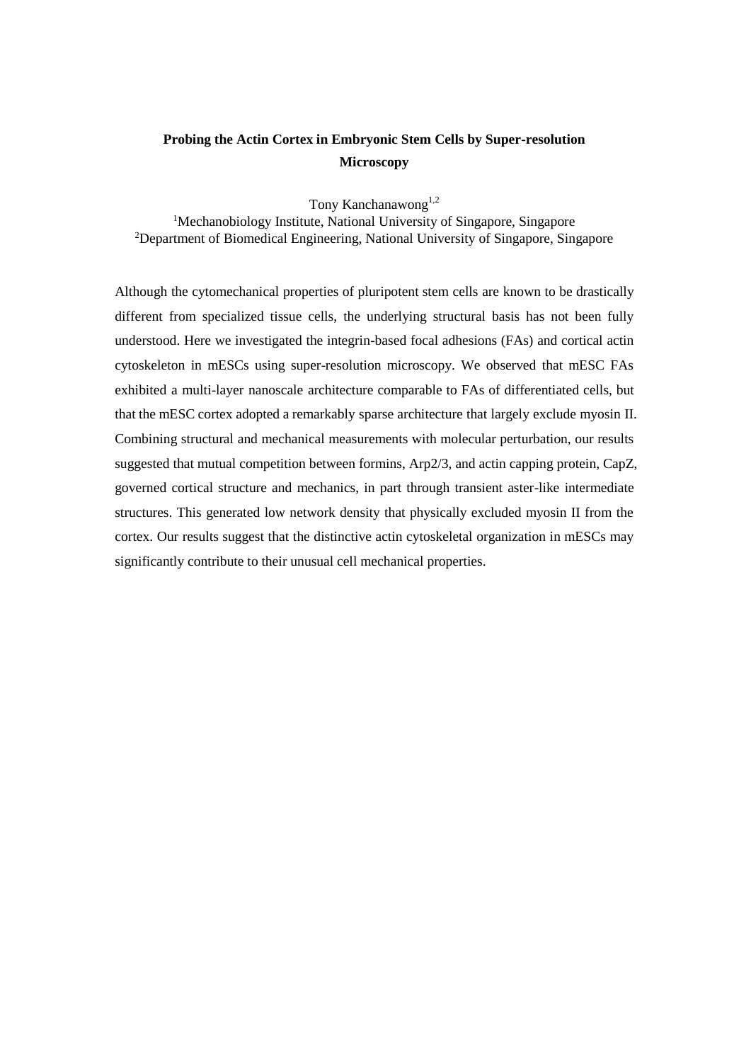# Probing the Actin Cortex in Embryonic Stem Cells by Super-resolution Microscopy

Tony Kanchanawong[1,2]

[1]Mechanobiology Institute, National University of Singapore, Singapore
[2]Department of Biomedical Engineering, National University of Singapore, Singapore

Although the cytomechanical properties of pluripotent stem cells are known to be drastically different from specialized tissue cells, the underlying structural basis has not been fully understood. Here we investigated the integrin-based focal adhesions (FAs) and cortical actin cytoskeleton in mESCs using super-resolution microscopy. We observed that mESC FAs exhibited a multi-layer nanoscale architecture comparable to FAs of differentiated cells, but that the mESC cortex adopted a remarkably sparse architecture that largely exclude myosin II. Combining structural and mechanical measurements with molecular perturbation, our results suggested that mutual competition between formins, Arp2/3, and actin capping protein, CapZ, governed cortical structure and mechanics, in part through transient aster-like intermediate structures. This generated low network density that physically excluded myosin II from the cortex. Our results suggest that the distinctive actin cytoskeletal organization in mESCs may significantly contribute to their unusual cell mechanical properties.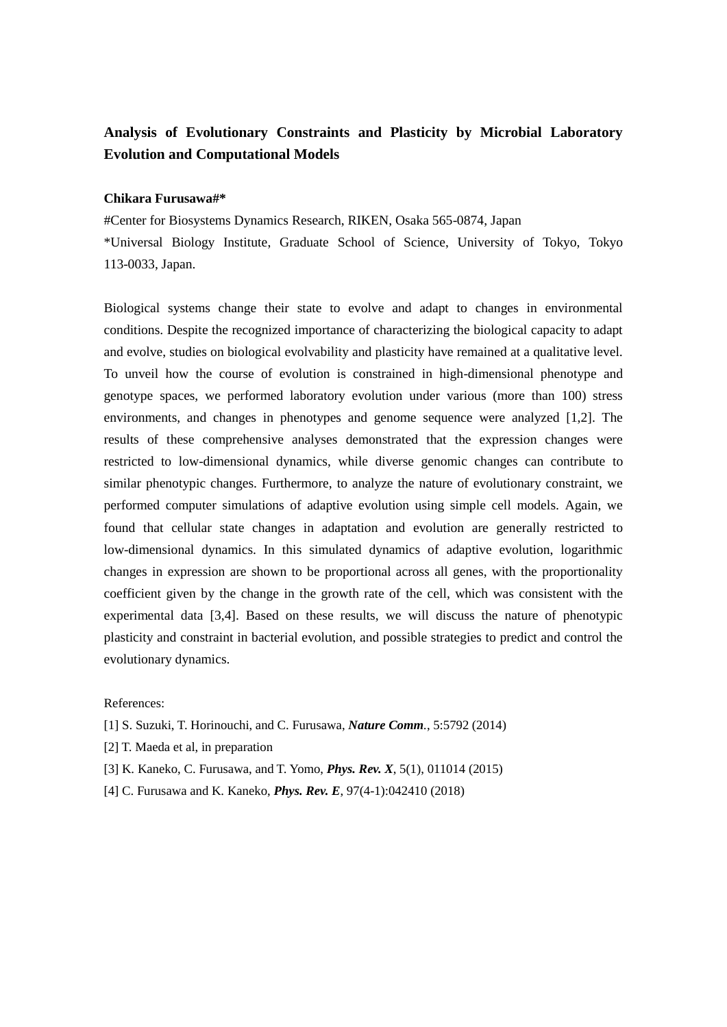# Analysis of Evolutionary Constraints and Plasticity by Microbial Laboratory Evolution and Computational Models

**Chikara Furusawa#***

#Center for Biosystems Dynamics Research, RIKEN, Osaka 565-0874, Japan

*Universal Biology Institute, Graduate School of Science, University of Tokyo, Tokyo 113-0033, Japan.

Biological systems change their state to evolve and adapt to changes in environmental conditions. Despite the recognized importance of characterizing the biological capacity to adapt and evolve, studies on biological evolvability and plasticity have remained at a qualitative level. To unveil how the course of evolution is constrained in high-dimensional phenotype and genotype spaces, we performed laboratory evolution under various (more than 100) stress environments, and changes in phenotypes and genome sequence were analyzed [1,2]. The results of these comprehensive analyses demonstrated that the expression changes were restricted to low-dimensional dynamics, while diverse genomic changes can contribute to similar phenotypic changes. Furthermore, to analyze the nature of evolutionary constraint, we performed computer simulations of adaptive evolution using simple cell models. Again, we found that cellular state changes in adaptation and evolution are generally restricted to low-dimensional dynamics. In this simulated dynamics of adaptive evolution, logarithmic changes in expression are shown to be proportional across all genes, with the proportionality coefficient given by the change in the growth rate of the cell, which was consistent with the experimental data [3,4]. Based on these results, we will discuss the nature of phenotypic plasticity and constraint in bacterial evolution, and possible strategies to predict and control the evolutionary dynamics.

References:

[1] S. Suzuki, T. Horinouchi, and C. Furusawa, ***Nature Comm.***, 5:5792 (2014)

[2] T. Maeda et al, in preparation

[3] K. Kaneko, C. Furusawa, and T. Yomo, ***Phys. Rev. X***, 5(1), 011014 (2015)

[4] C. Furusawa and K. Kaneko, ***Phys. Rev. E***, 97(4-1):042410 (2018)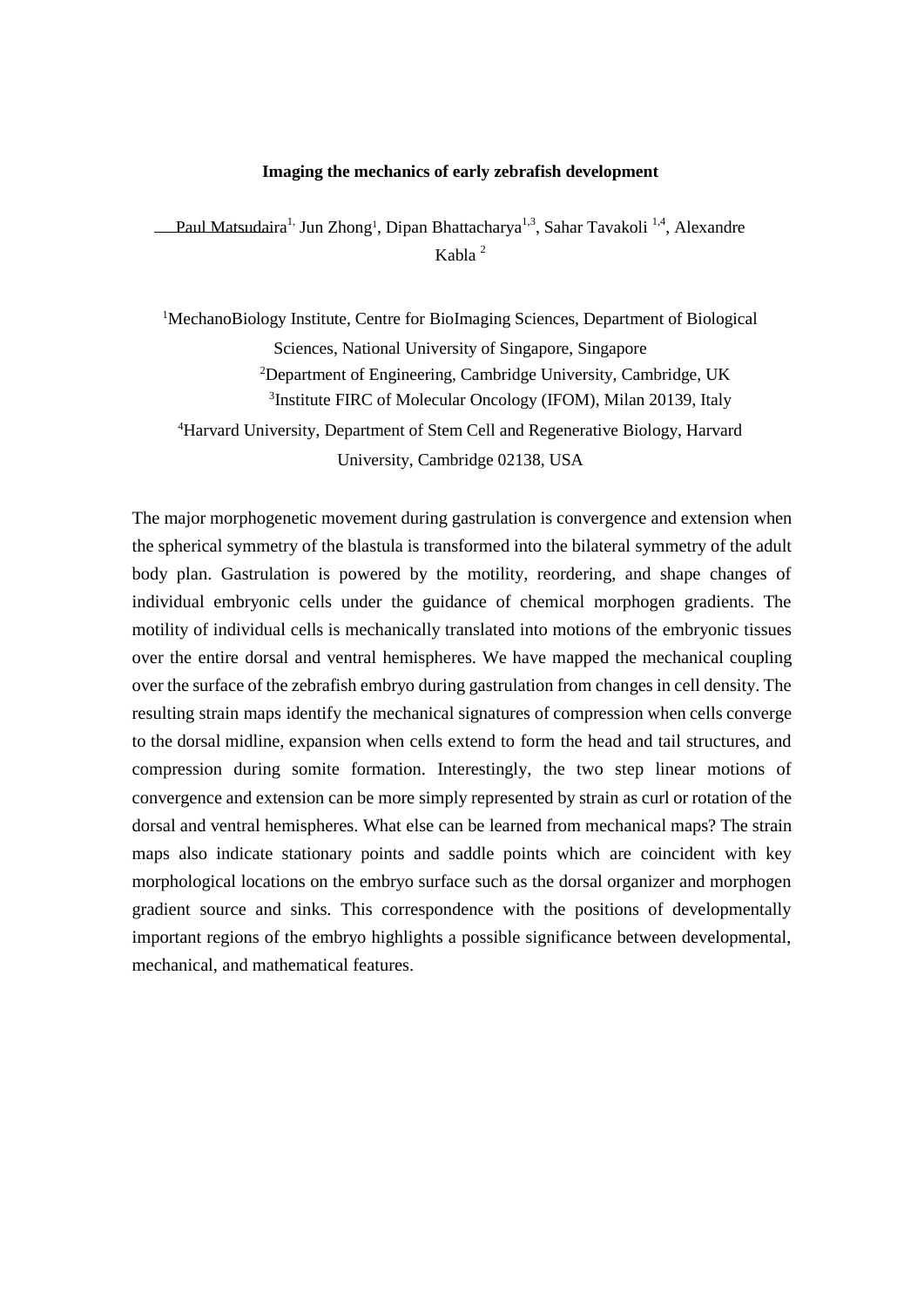**Imaging the mechanics of early zebrafish development**

Paul Matsudaira[1], Jun Zhong[1], Dipan Bhattacharya[1,3], Sahar Tavakoli [1,4], Alexandre Kabla [2]

[1]MechanoBiology Institute, Centre for BioImaging Sciences, Department of Biological Sciences, National University of Singapore, Singapore

[2]Department of Engineering, Cambridge University, Cambridge, UK

[3]Institute FIRC of Molecular Oncology (IFOM), Milan 20139, Italy

[4]Harvard University, Department of Stem Cell and Regenerative Biology, Harvard University, Cambridge 02138, USA

The major morphogenetic movement during gastrulation is convergence and extension when the spherical symmetry of the blastula is transformed into the bilateral symmetry of the adult body plan. Gastrulation is powered by the motility, reordering, and shape changes of individual embryonic cells under the guidance of chemical morphogen gradients. The motility of individual cells is mechanically translated into motions of the embryonic tissues over the entire dorsal and ventral hemispheres. We have mapped the mechanical coupling over the surface of the zebrafish embryo during gastrulation from changes in cell density. The resulting strain maps identify the mechanical signatures of compression when cells converge to the dorsal midline, expansion when cells extend to form the head and tail structures, and compression during somite formation. Interestingly, the two step linear motions of convergence and extension can be more simply represented by strain as curl or rotation of the dorsal and ventral hemispheres. What else can be learned from mechanical maps? The strain maps also indicate stationary points and saddle points which are coincident with key morphological locations on the embryo surface such as the dorsal organizer and morphogen gradient source and sinks. This correspondence with the positions of developmentally important regions of the embryo highlights a possible significance between developmental, mechanical, and mathematical features.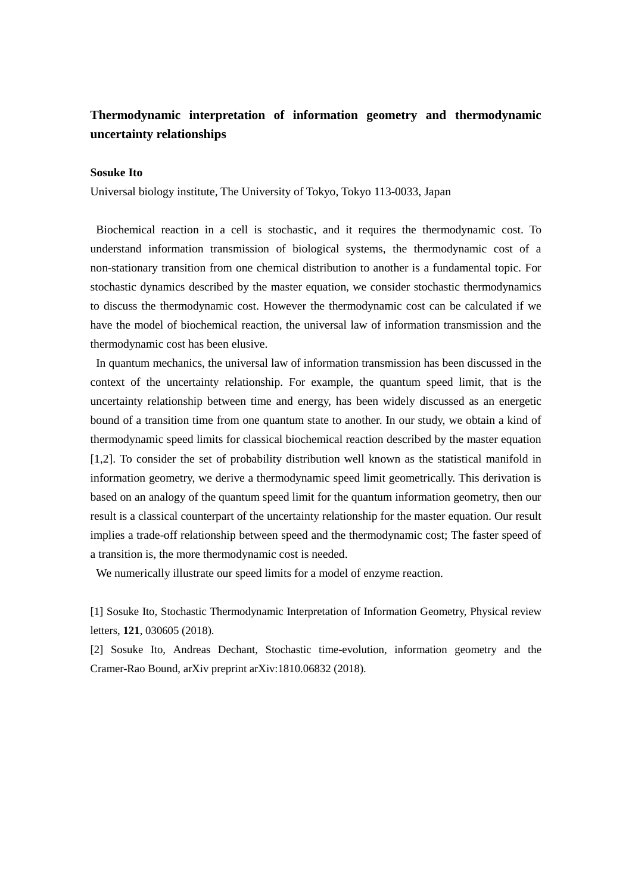## Thermodynamic interpretation of information geometry and thermodynamic uncertainty relationships

**Sosuke Ito**

Universal biology institute, The University of Tokyo, Tokyo 113-0033, Japan

Biochemical reaction in a cell is stochastic, and it requires the thermodynamic cost. To understand information transmission of biological systems, the thermodynamic cost of a non-stationary transition from one chemical distribution to another is a fundamental topic. For stochastic dynamics described by the master equation, we consider stochastic thermodynamics to discuss the thermodynamic cost. However the thermodynamic cost can be calculated if we have the model of biochemical reaction, the universal law of information transmission and the thermodynamic cost has been elusive.

In quantum mechanics, the universal law of information transmission has been discussed in the context of the uncertainty relationship. For example, the quantum speed limit, that is the uncertainty relationship between time and energy, has been widely discussed as an energetic bound of a transition time from one quantum state to another. In our study, we obtain a kind of thermodynamic speed limits for classical biochemical reaction described by the master equation [1,2]. To consider the set of probability distribution well known as the statistical manifold in information geometry, we derive a thermodynamic speed limit geometrically. This derivation is based on an analogy of the quantum speed limit for the quantum information geometry, then our result is a classical counterpart of the uncertainty relationship for the master equation. Our result implies a trade-off relationship between speed and the thermodynamic cost; The faster speed of a transition is, the more thermodynamic cost is needed.

We numerically illustrate our speed limits for a model of enzyme reaction.

[1] Sosuke Ito, Stochastic Thermodynamic Interpretation of Information Geometry, Physical review letters, **121**, 030605 (2018).

[2] Sosuke Ito, Andreas Dechant, Stochastic time-evolution, information geometry and the Cramer-Rao Bound, arXiv preprint arXiv:1810.06832 (2018).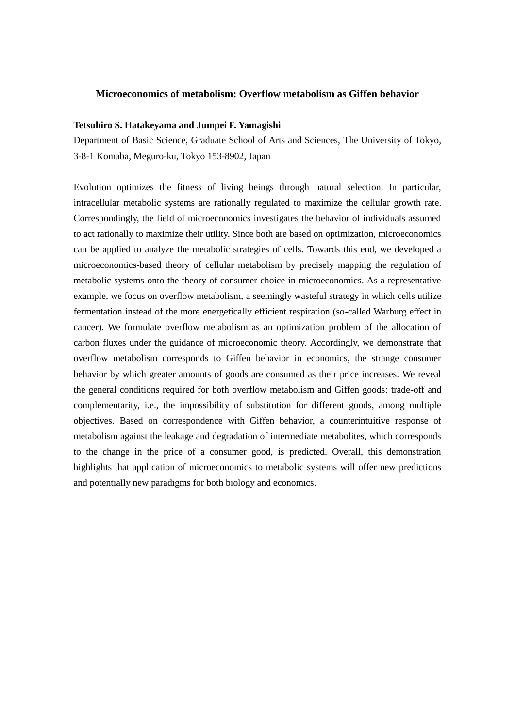# Microeconomics of metabolism: Overflow metabolism as Giffen behavior

**Tetsuhiro S. Hatakeyama and Jumpei F. Yamagishi**

Department of Basic Science, Graduate School of Arts and Sciences, The University of Tokyo, 3-8-1 Komaba, Meguro-ku, Tokyo 153-8902, Japan

Evolution optimizes the fitness of living beings through natural selection. In particular, intracellular metabolic systems are rationally regulated to maximize the cellular growth rate. Correspondingly, the field of microeconomics investigates the behavior of individuals assumed to act rationally to maximize their utility. Since both are based on optimization, microeconomics can be applied to analyze the metabolic strategies of cells. Towards this end, we developed a microeconomics-based theory of cellular metabolism by precisely mapping the regulation of metabolic systems onto the theory of consumer choice in microeconomics. As a representative example, we focus on overflow metabolism, a seemingly wasteful strategy in which cells utilize fermentation instead of the more energetically efficient respiration (so-called Warburg effect in cancer). We formulate overflow metabolism as an optimization problem of the allocation of carbon fluxes under the guidance of microeconomic theory. Accordingly, we demonstrate that overflow metabolism corresponds to Giffen behavior in economics, the strange consumer behavior by which greater amounts of goods are consumed as their price increases. We reveal the general conditions required for both overflow metabolism and Giffen goods: trade-off and complementarity, i.e., the impossibility of substitution for different goods, among multiple objectives. Based on correspondence with Giffen behavior, a counterintuitive response of metabolism against the leakage and degradation of intermediate metabolites, which corresponds to the change in the price of a consumer good, is predicted. Overall, this demonstration highlights that application of microeconomics to metabolic systems will offer new predictions and potentially new paradigms for both biology and economics.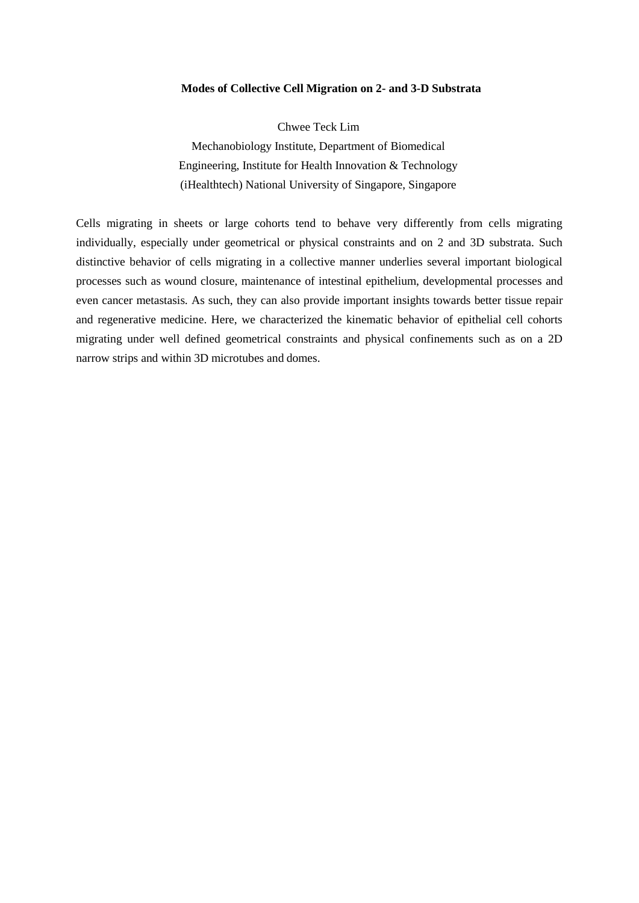**Modes of Collective Cell Migration on 2- and 3-D Substrata**

Chwee Teck Lim

Mechanobiology Institute, Department of Biomedical Engineering, Institute for Health Innovation & Technology (iHealthtech) National University of Singapore, Singapore

Cells migrating in sheets or large cohorts tend to behave very differently from cells migrating individually, especially under geometrical or physical constraints and on 2 and 3D substrata. Such distinctive behavior of cells migrating in a collective manner underlies several important biological processes such as wound closure, maintenance of intestinal epithelium, developmental processes and even cancer metastasis. As such, they can also provide important insights towards better tissue repair and regenerative medicine. Here, we characterized the kinematic behavior of epithelial cell cohorts migrating under well defined geometrical constraints and physical confinements such as on a 2D narrow strips and within 3D microtubes and domes.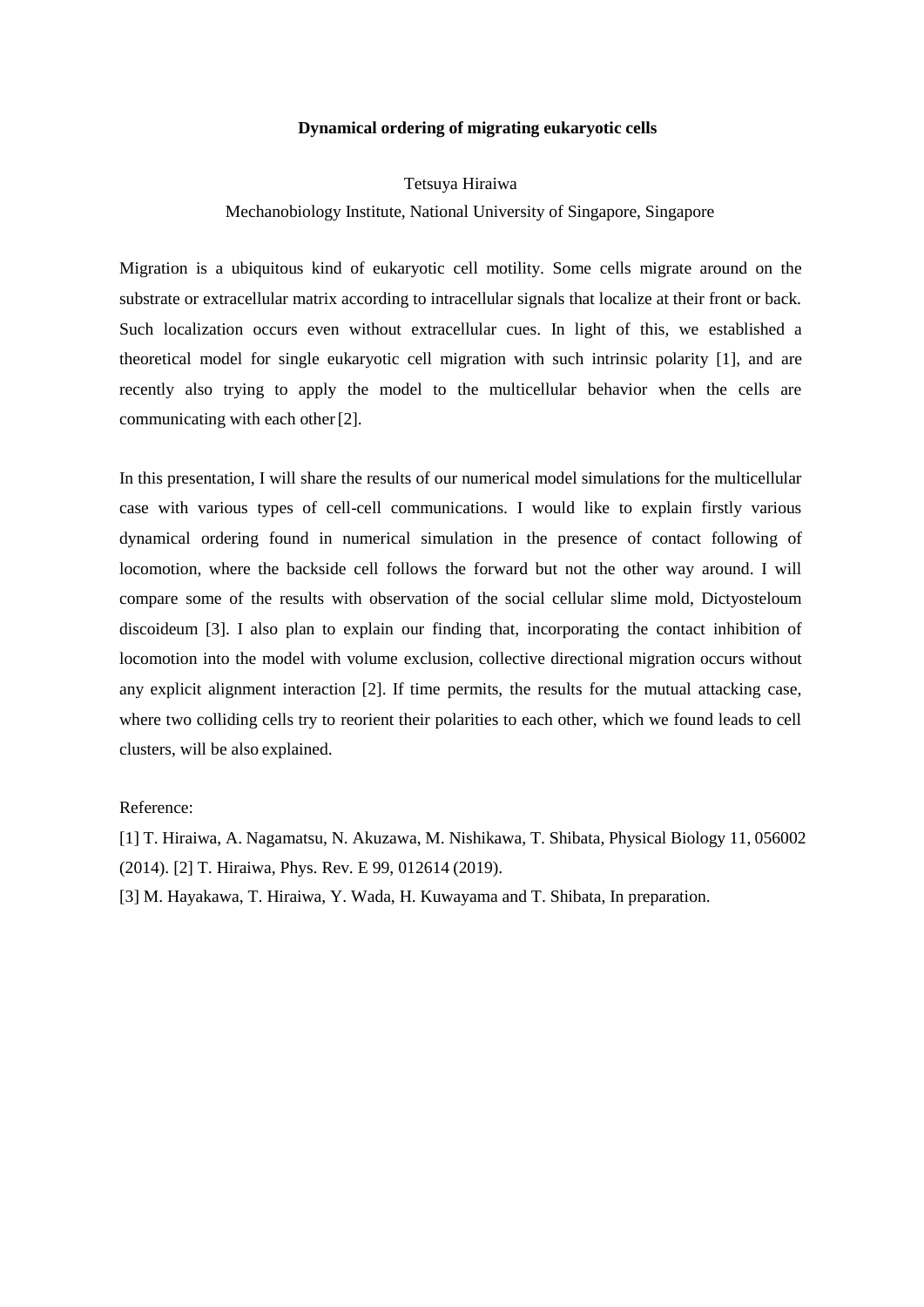**Dynamical ordering of migrating eukaryotic cells**

Tetsuya Hiraiwa

Mechanobiology Institute, National University of Singapore, Singapore

Migration is a ubiquitous kind of eukaryotic cell motility. Some cells migrate around on the substrate or extracellular matrix according to intracellular signals that localize at their front or back. Such localization occurs even without extracellular cues. In light of this, we established a theoretical model for single eukaryotic cell migration with such intrinsic polarity [1], and are recently also trying to apply the model to the multicellular behavior when the cells are communicating with each other [2].

In this presentation, I will share the results of our numerical model simulations for the multicellular case with various types of cell-cell communications. I would like to explain firstly various dynamical ordering found in numerical simulation in the presence of contact following of locomotion, where the backside cell follows the forward but not the other way around. I will compare some of the results with observation of the social cellular slime mold, Dictyosteloum discoideum [3]. I also plan to explain our finding that, incorporating the contact inhibition of locomotion into the model with volume exclusion, collective directional migration occurs without any explicit alignment interaction [2]. If time permits, the results for the mutual attacking case, where two colliding cells try to reorient their polarities to each other, which we found leads to cell clusters, will be also explained.

Reference:

[1] T. Hiraiwa, A. Nagamatsu, N. Akuzawa, M. Nishikawa, T. Shibata, Physical Biology 11, 056002 (2014). [2] T. Hiraiwa, Phys. Rev. E 99, 012614 (2019).

[3] M. Hayakawa, T. Hiraiwa, Y. Wada, H. Kuwayama and T. Shibata, In preparation.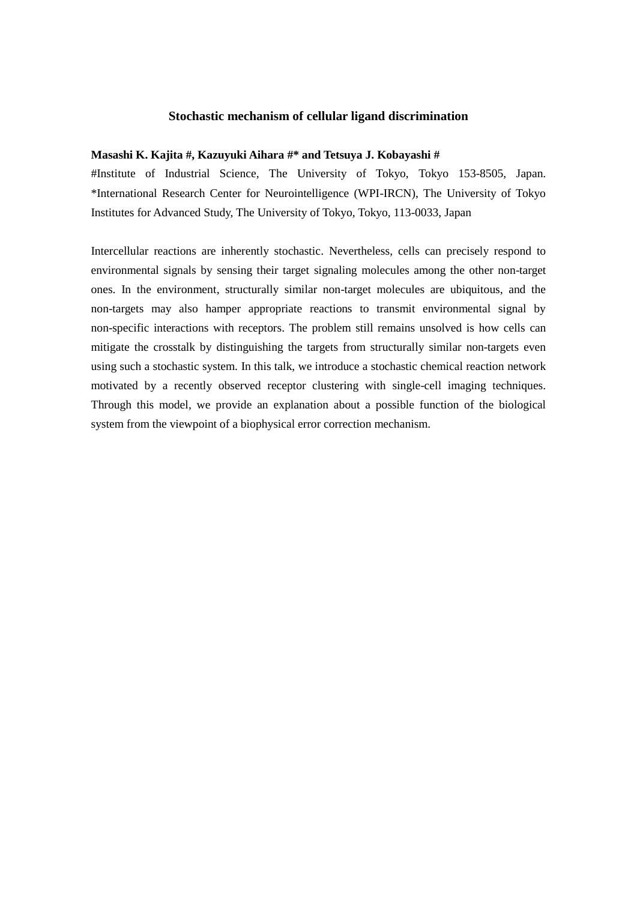## Stochastic mechanism of cellular ligand discrimination

**Masashi K. Kajita #, Kazuyuki Aihara #* and Tetsuya J. Kobayashi #**

#Institute of Industrial Science, The University of Tokyo, Tokyo 153-8505, Japan. *International Research Center for Neurointelligence (WPI-IRCN), The University of Tokyo Institutes for Advanced Study, The University of Tokyo, Tokyo, 113-0033, Japan

Intercellular reactions are inherently stochastic. Nevertheless, cells can precisely respond to environmental signals by sensing their target signaling molecules among the other non-target ones. In the environment, structurally similar non-target molecules are ubiquitous, and the non-targets may also hamper appropriate reactions to transmit environmental signal by non-specific interactions with receptors. The problem still remains unsolved is how cells can mitigate the crosstalk by distinguishing the targets from structurally similar non-targets even using such a stochastic system. In this talk, we introduce a stochastic chemical reaction network motivated by a recently observed receptor clustering with single-cell imaging techniques. Through this model, we provide an explanation about a possible function of the biological system from the viewpoint of a biophysical error correction mechanism.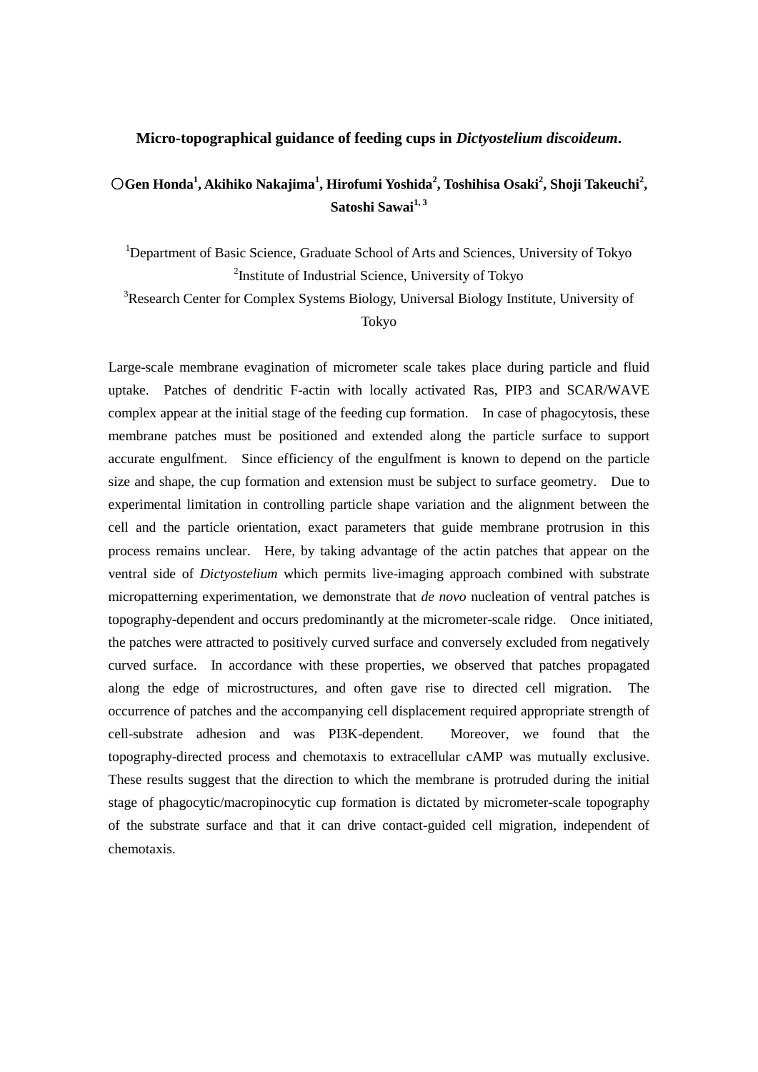**Micro-topographical guidance of feeding cups in *Dictyostelium discoideum*.**

**○Gen Honda[1], Akihiko Nakajima[1], Hirofumi Yoshida[2], Toshihisa Osaki[2], Shoji Takeuchi[2], Satoshi Sawai[1, 3]**

[1]Department of Basic Science, Graduate School of Arts and Sciences, University of Tokyo
[2]Institute of Industrial Science, University of Tokyo
[3]Research Center for Complex Systems Biology, Universal Biology Institute, University of Tokyo

Large-scale membrane evagination of micrometer scale takes place during particle and fluid uptake. Patches of dendritic F-actin with locally activated Ras, PIP3 and SCAR/WAVE complex appear at the initial stage of the feeding cup formation. In case of phagocytosis, these membrane patches must be positioned and extended along the particle surface to support accurate engulfment. Since efficiency of the engulfment is known to depend on the particle size and shape, the cup formation and extension must be subject to surface geometry. Due to experimental limitation in controlling particle shape variation and the alignment between the cell and the particle orientation, exact parameters that guide membrane protrusion in this process remains unclear. Here, by taking advantage of the actin patches that appear on the ventral side of *Dictyostelium* which permits live-imaging approach combined with substrate micropatterning experimentation, we demonstrate that *de novo* nucleation of ventral patches is topography-dependent and occurs predominantly at the micrometer-scale ridge. Once initiated, the patches were attracted to positively curved surface and conversely excluded from negatively curved surface. In accordance with these properties, we observed that patches propagated along the edge of microstructures, and often gave rise to directed cell migration. The occurrence of patches and the accompanying cell displacement required appropriate strength of cell-substrate adhesion and was PI3K-dependent. Moreover, we found that the topography-directed process and chemotaxis to extracellular cAMP was mutually exclusive. These results suggest that the direction to which the membrane is protruded during the initial stage of phagocytic/macropinocytic cup formation is dictated by micrometer-scale topography of the substrate surface and that it can drive contact-guided cell migration, independent of chemotaxis.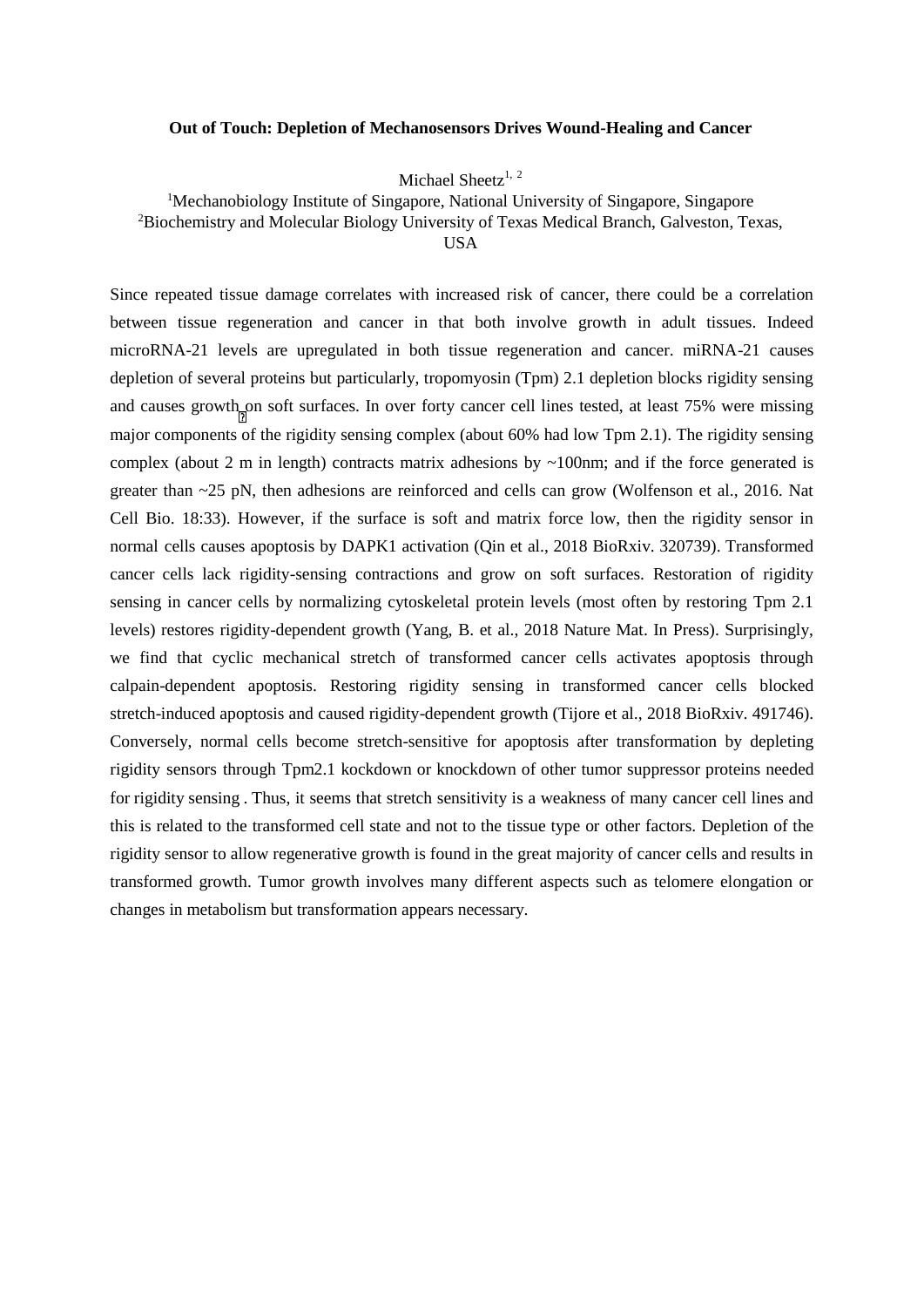**Out of Touch: Depletion of Mechanosensors Drives Wound-Healing and Cancer**

Michael Sheetz[1, 2]

[1]Mechanobiology Institute of Singapore, National University of Singapore, Singapore
[2]Biochemistry and Molecular Biology University of Texas Medical Branch, Galveston, Texas, USA

Since repeated tissue damage correlates with increased risk of cancer, there could be a correlation between tissue regeneration and cancer in that both involve growth in adult tissues. Indeed microRNA-21 levels are upregulated in both tissue regeneration and cancer. miRNA-21 causes depletion of several proteins but particularly, tropomyosin (Tpm) 2.1 depletion blocks rigidity sensing and causes growth on soft surfaces. In over forty cancer cell lines tested, at least 75% were missing major components of the rigidity sensing complex (about 60% had low Tpm 2.1). The rigidity sensing complex (about 2 m in length) contracts matrix adhesions by ~100nm; and if the force generated is greater than ~25 pN, then adhesions are reinforced and cells can grow (Wolfenson et al., 2016. Nat Cell Bio. 18:33). However, if the surface is soft and matrix force low, then the rigidity sensor in normal cells causes apoptosis by DAPK1 activation (Qin et al., 2018 BioRxiv. 320739). Transformed cancer cells lack rigidity-sensing contractions and grow on soft surfaces. Restoration of rigidity sensing in cancer cells by normalizing cytoskeletal protein levels (most often by restoring Tpm 2.1 levels) restores rigidity-dependent growth (Yang, B. et al., 2018 Nature Mat. In Press). Surprisingly, we find that cyclic mechanical stretch of transformed cancer cells activates apoptosis through calpain-dependent apoptosis. Restoring rigidity sensing in transformed cancer cells blocked stretch-induced apoptosis and caused rigidity-dependent growth (Tijore et al., 2018 BioRxiv. 491746). Conversely, normal cells become stretch-sensitive for apoptosis after transformation by depleting rigidity sensors through Tpm2.1 kockdown or knockdown of other tumor suppressor proteins needed for rigidity sensing . Thus, it seems that stretch sensitivity is a weakness of many cancer cell lines and this is related to the transformed cell state and not to the tissue type or other factors. Depletion of the rigidity sensor to allow regenerative growth is found in the great majority of cancer cells and results in transformed growth. Tumor growth involves many different aspects such as telomere elongation or changes in metabolism but transformation appears necessary.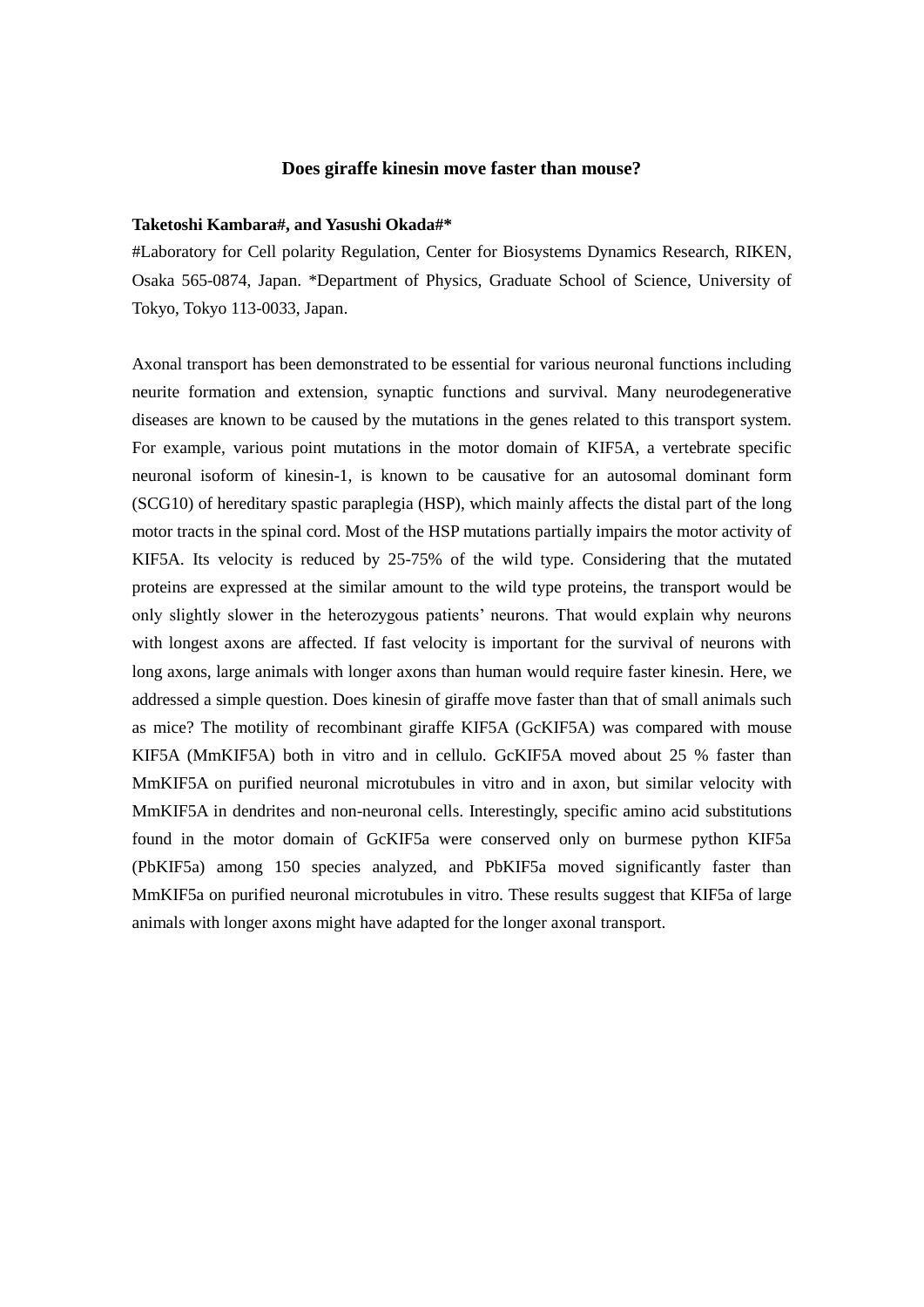### Does giraffe kinesin move faster than mouse?

**Taketoshi Kambara#, and Yasushi Okada#***

#Laboratory for Cell polarity Regulation, Center for Biosystems Dynamics Research, RIKEN, Osaka 565-0874, Japan. *Department of Physics, Graduate School of Science, University of Tokyo, Tokyo 113-0033, Japan.

Axonal transport has been demonstrated to be essential for various neuronal functions including neurite formation and extension, synaptic functions and survival. Many neurodegenerative diseases are known to be caused by the mutations in the genes related to this transport system. For example, various point mutations in the motor domain of KIF5A, a vertebrate specific neuronal isoform of kinesin-1, is known to be causative for an autosomal dominant form (SCG10) of hereditary spastic paraplegia (HSP), which mainly affects the distal part of the long motor tracts in the spinal cord. Most of the HSP mutations partially impairs the motor activity of KIF5A. Its velocity is reduced by 25-75% of the wild type. Considering that the mutated proteins are expressed at the similar amount to the wild type proteins, the transport would be only slightly slower in the heterozygous patients' neurons. That would explain why neurons with longest axons are affected. If fast velocity is important for the survival of neurons with long axons, large animals with longer axons than human would require faster kinesin. Here, we addressed a simple question. Does kinesin of giraffe move faster than that of small animals such as mice? The motility of recombinant giraffe KIF5A (GcKIF5A) was compared with mouse KIF5A (MmKIF5A) both in vitro and in cellulo. GcKIF5A moved about 25 % faster than MmKIF5A on purified neuronal microtubules in vitro and in axon, but similar velocity with MmKIF5A in dendrites and non-neuronal cells. Interestingly, specific amino acid substitutions found in the motor domain of GcKIF5a were conserved only on burmese python KIF5a (PbKIF5a) among 150 species analyzed, and PbKIF5a moved significantly faster than MmKIF5a on purified neuronal microtubules in vitro. These results suggest that KIF5a of large animals with longer axons might have adapted for the longer axonal transport.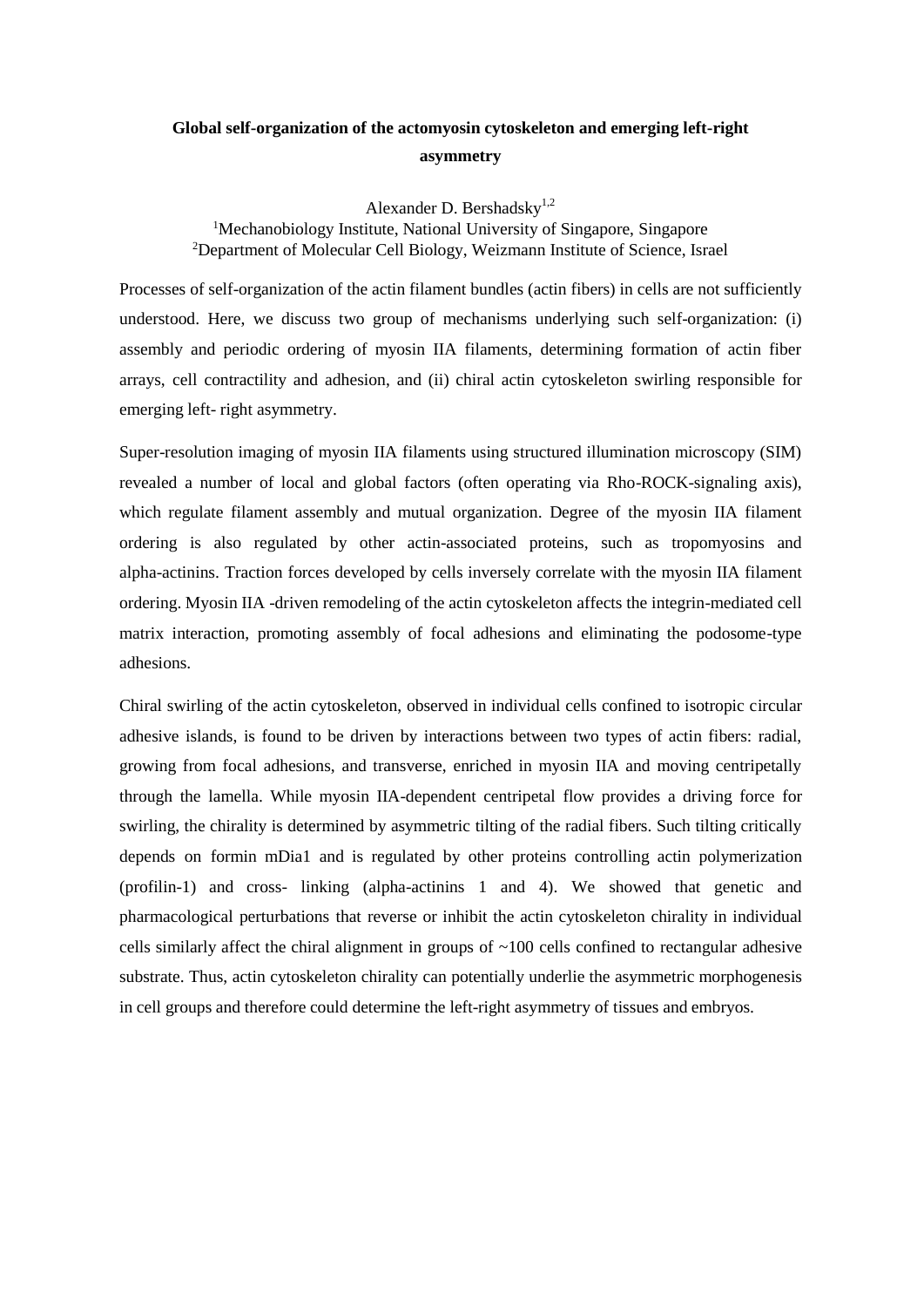# Global self-organization of the actomyosin cytoskeleton and emerging left-right asymmetry

Alexander D. Bershadsky[1,2]

[1]Mechanobiology Institute, National University of Singapore, Singapore
[2]Department of Molecular Cell Biology, Weizmann Institute of Science, Israel

Processes of self-organization of the actin filament bundles (actin fibers) in cells are not sufficiently understood. Here, we discuss two group of mechanisms underlying such self-organization: (i) assembly and periodic ordering of myosin IIA filaments, determining formation of actin fiber arrays, cell contractility and adhesion, and (ii) chiral actin cytoskeleton swirling responsible for emerging left- right asymmetry.

Super-resolution imaging of myosin IIA filaments using structured illumination microscopy (SIM) revealed a number of local and global factors (often operating via Rho-ROCK-signaling axis), which regulate filament assembly and mutual organization. Degree of the myosin IIA filament ordering is also regulated by other actin-associated proteins, such as tropomyosins and alpha-actinins. Traction forces developed by cells inversely correlate with the myosin IIA filament ordering. Myosin IIA -driven remodeling of the actin cytoskeleton affects the integrin-mediated cell matrix interaction, promoting assembly of focal adhesions and eliminating the podosome-type adhesions.

Chiral swirling of the actin cytoskeleton, observed in individual cells confined to isotropic circular adhesive islands, is found to be driven by interactions between two types of actin fibers: radial, growing from focal adhesions, and transverse, enriched in myosin IIA and moving centripetally through the lamella. While myosin IIA-dependent centripetal flow provides a driving force for swirling, the chirality is determined by asymmetric tilting of the radial fibers. Such tilting critically depends on formin mDia1 and is regulated by other proteins controlling actin polymerization (profilin-1) and cross- linking (alpha-actinins 1 and 4). We showed that genetic and pharmacological perturbations that reverse or inhibit the actin cytoskeleton chirality in individual cells similarly affect the chiral alignment in groups of ~100 cells confined to rectangular adhesive substrate. Thus, actin cytoskeleton chirality can potentially underlie the asymmetric morphogenesis in cell groups and therefore could determine the left-right asymmetry of tissues and embryos.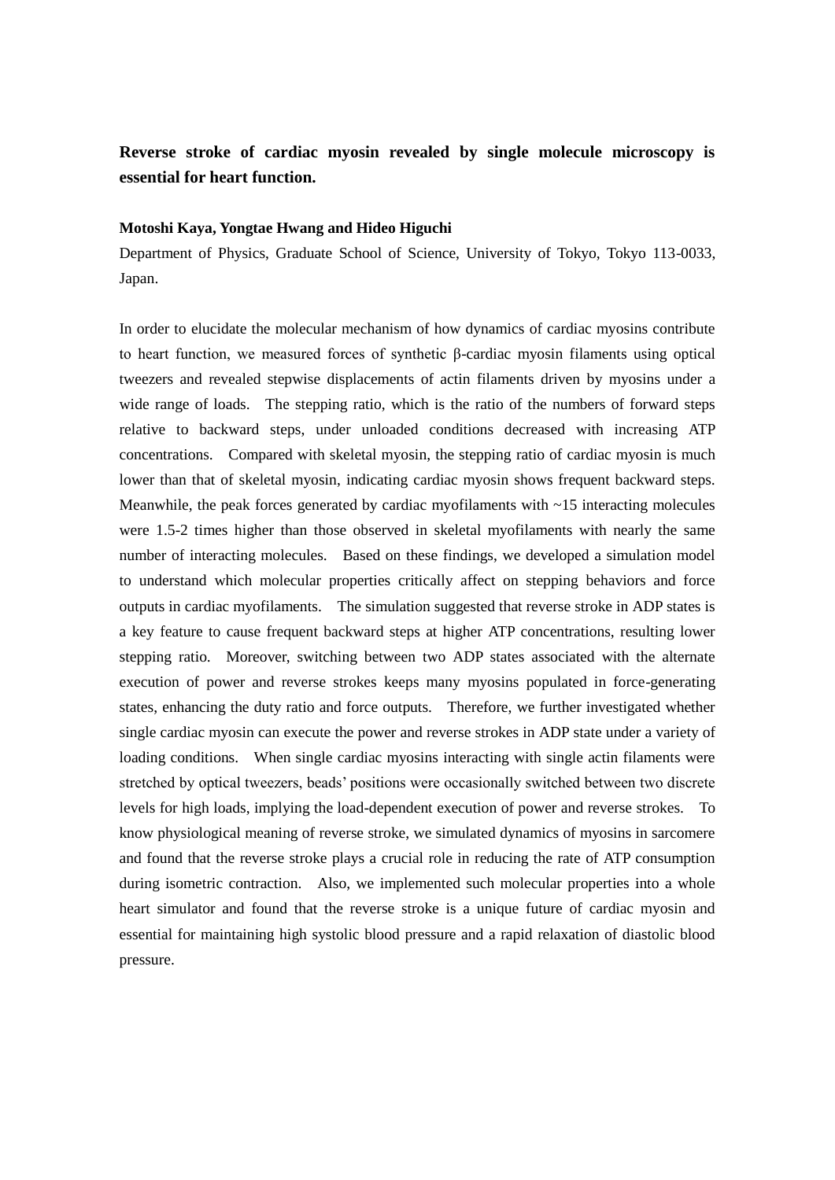**Reverse stroke of cardiac myosin revealed by single molecule microscopy is essential for heart function.**

**Motoshi Kaya, Yongtae Hwang and Hideo Higuchi**

Department of Physics, Graduate School of Science, University of Tokyo, Tokyo 113-0033, Japan.

In order to elucidate the molecular mechanism of how dynamics of cardiac myosins contribute to heart function, we measured forces of synthetic β-cardiac myosin filaments using optical tweezers and revealed stepwise displacements of actin filaments driven by myosins under a wide range of loads. The stepping ratio, which is the ratio of the numbers of forward steps relative to backward steps, under unloaded conditions decreased with increasing ATP concentrations. Compared with skeletal myosin, the stepping ratio of cardiac myosin is much lower than that of skeletal myosin, indicating cardiac myosin shows frequent backward steps. Meanwhile, the peak forces generated by cardiac myofilaments with ~15 interacting molecules were 1.5-2 times higher than those observed in skeletal myofilaments with nearly the same number of interacting molecules. Based on these findings, we developed a simulation model to understand which molecular properties critically affect on stepping behaviors and force outputs in cardiac myofilaments. The simulation suggested that reverse stroke in ADP states is a key feature to cause frequent backward steps at higher ATP concentrations, resulting lower stepping ratio. Moreover, switching between two ADP states associated with the alternate execution of power and reverse strokes keeps many myosins populated in force-generating states, enhancing the duty ratio and force outputs. Therefore, we further investigated whether single cardiac myosin can execute the power and reverse strokes in ADP state under a variety of loading conditions. When single cardiac myosins interacting with single actin filaments were stretched by optical tweezers, beads' positions were occasionally switched between two discrete levels for high loads, implying the load-dependent execution of power and reverse strokes. To know physiological meaning of reverse stroke, we simulated dynamics of myosins in sarcomere and found that the reverse stroke plays a crucial role in reducing the rate of ATP consumption during isometric contraction. Also, we implemented such molecular properties into a whole heart simulator and found that the reverse stroke is a unique future of cardiac myosin and essential for maintaining high systolic blood pressure and a rapid relaxation of diastolic blood pressure.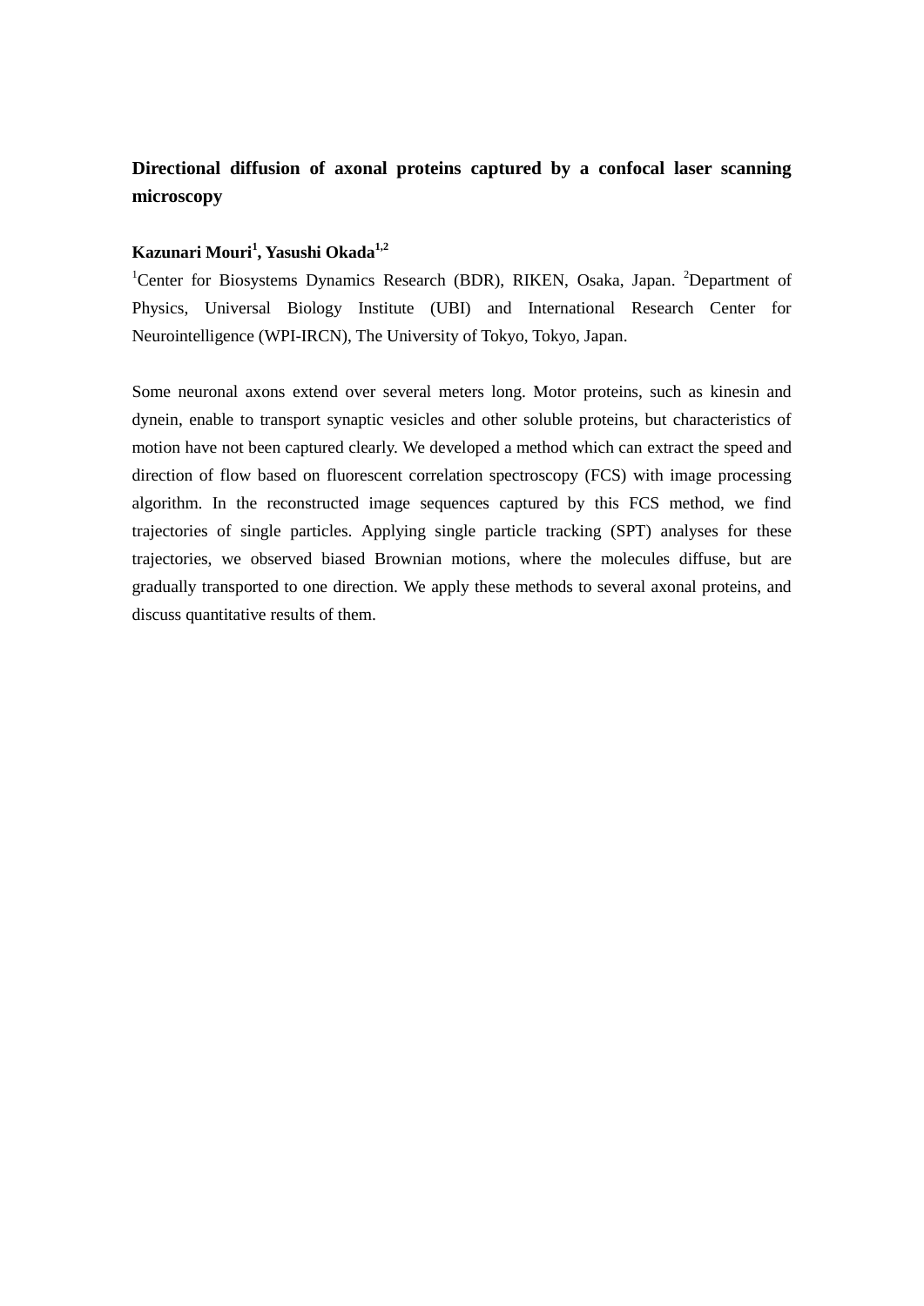**Directional diffusion of axonal proteins captured by a confocal laser scanning microscopy**

**Kazunari Mouri[1], Yasushi Okada[1,2]**

[1]Center for Biosystems Dynamics Research (BDR), RIKEN, Osaka, Japan. [2]Department of Physics, Universal Biology Institute (UBI) and International Research Center for Neurointelligence (WPI-IRCN), The University of Tokyo, Tokyo, Japan.

Some neuronal axons extend over several meters long. Motor proteins, such as kinesin and dynein, enable to transport synaptic vesicles and other soluble proteins, but characteristics of motion have not been captured clearly. We developed a method which can extract the speed and direction of flow based on fluorescent correlation spectroscopy (FCS) with image processing algorithm. In the reconstructed image sequences captured by this FCS method, we find trajectories of single particles. Applying single particle tracking (SPT) analyses for these trajectories, we observed biased Brownian motions, where the molecules diffuse, but are gradually transported to one direction. We apply these methods to several axonal proteins, and discuss quantitative results of them.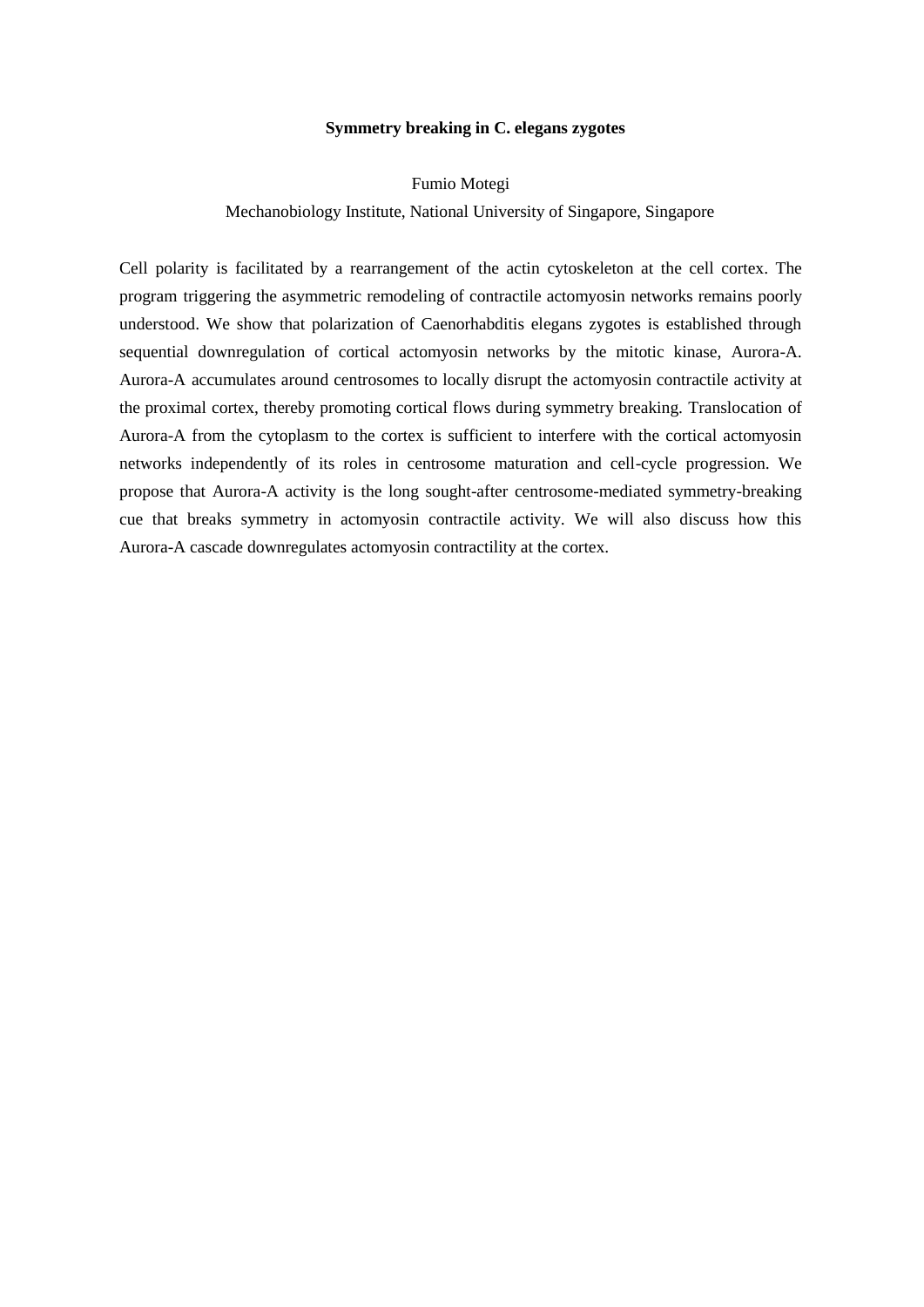# Symmetry breaking in C. elegans zygotes

Fumio Motegi

Mechanobiology Institute, National University of Singapore, Singapore

Cell polarity is facilitated by a rearrangement of the actin cytoskeleton at the cell cortex. The program triggering the asymmetric remodeling of contractile actomyosin networks remains poorly understood. We show that polarization of Caenorhabditis elegans zygotes is established through sequential downregulation of cortical actomyosin networks by the mitotic kinase, Aurora-A. Aurora-A accumulates around centrosomes to locally disrupt the actomyosin contractile activity at the proximal cortex, thereby promoting cortical flows during symmetry breaking. Translocation of Aurora-A from the cytoplasm to the cortex is sufficient to interfere with the cortical actomyosin networks independently of its roles in centrosome maturation and cell-cycle progression. We propose that Aurora-A activity is the long sought-after centrosome-mediated symmetry-breaking cue that breaks symmetry in actomyosin contractile activity. We will also discuss how this Aurora-A cascade downregulates actomyosin contractility at the cortex.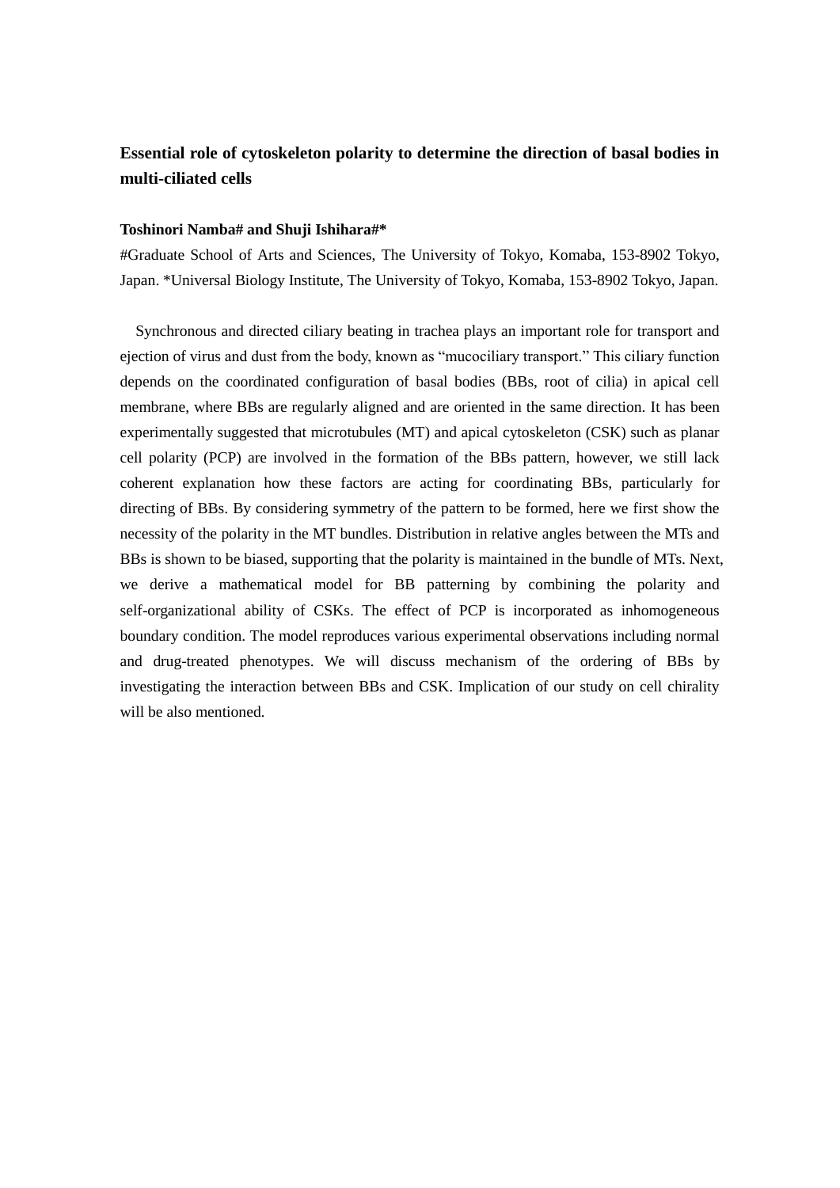## Essential role of cytoskeleton polarity to determine the direction of basal bodies in multi-ciliated cells

**Toshinori Namba# and Shuji Ishihara#***

#Graduate School of Arts and Sciences, The University of Tokyo, Komaba, 153-8902 Tokyo, Japan. *Universal Biology Institute, The University of Tokyo, Komaba, 153-8902 Tokyo, Japan.

Synchronous and directed ciliary beating in trachea plays an important role for transport and ejection of virus and dust from the body, known as "mucociliary transport." This ciliary function depends on the coordinated configuration of basal bodies (BBs, root of cilia) in apical cell membrane, where BBs are regularly aligned and are oriented in the same direction. It has been experimentally suggested that microtubules (MT) and apical cytoskeleton (CSK) such as planar cell polarity (PCP) are involved in the formation of the BBs pattern, however, we still lack coherent explanation how these factors are acting for coordinating BBs, particularly for directing of BBs. By considering symmetry of the pattern to be formed, here we first show the necessity of the polarity in the MT bundles. Distribution in relative angles between the MTs and BBs is shown to be biased, supporting that the polarity is maintained in the bundle of MTs. Next, we derive a mathematical model for BB patterning by combining the polarity and self-organizational ability of CSKs. The effect of PCP is incorporated as inhomogeneous boundary condition. The model reproduces various experimental observations including normal and drug-treated phenotypes. We will discuss mechanism of the ordering of BBs by investigating the interaction between BBs and CSK. Implication of our study on cell chirality will be also mentioned.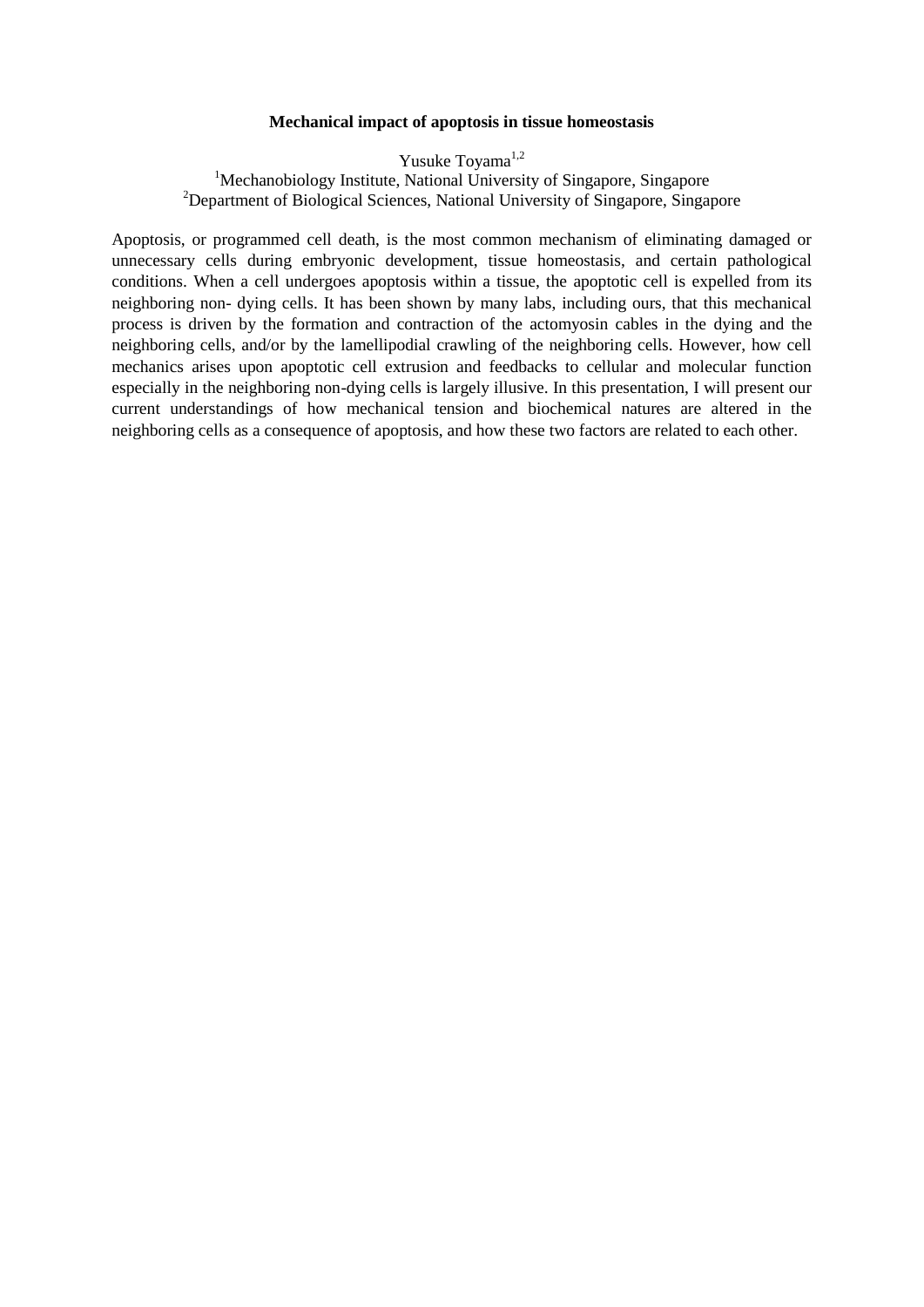**Mechanical impact of apoptosis in tissue homeostasis**

Yusuke Toyama[1,2]

[1]Mechanobiology Institute, National University of Singapore, Singapore

[2]Department of Biological Sciences, National University of Singapore, Singapore

Apoptosis, or programmed cell death, is the most common mechanism of eliminating damaged or unnecessary cells during embryonic development, tissue homeostasis, and certain pathological conditions. When a cell undergoes apoptosis within a tissue, the apoptotic cell is expelled from its neighboring non- dying cells. It has been shown by many labs, including ours, that this mechanical process is driven by the formation and contraction of the actomyosin cables in the dying and the neighboring cells, and/or by the lamellipodial crawling of the neighboring cells. However, how cell mechanics arises upon apoptotic cell extrusion and feedbacks to cellular and molecular function especially in the neighboring non-dying cells is largely illusive. In this presentation, I will present our current understandings of how mechanical tension and biochemical natures are altered in the neighboring cells as a consequence of apoptosis, and how these two factors are related to each other.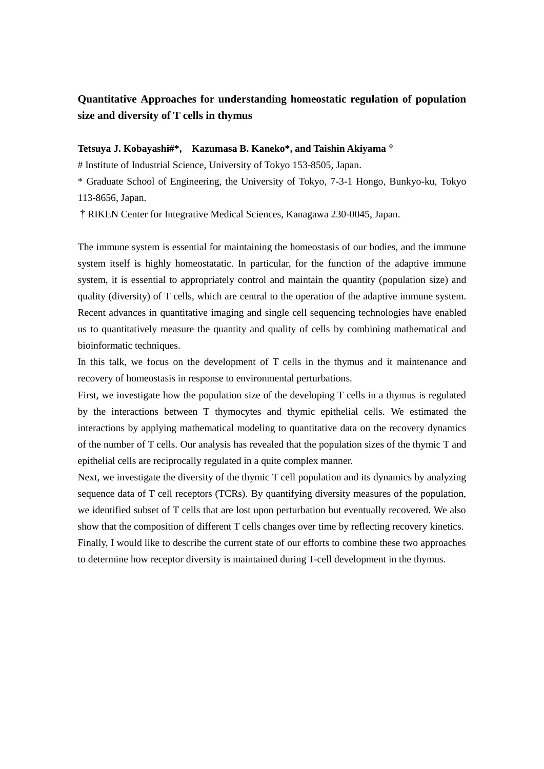## Quantitative Approaches for understanding homeostatic regulation of population size and diversity of T cells in thymus

**Tetsuya J. Kobayashi#\*,  Kazumasa B. Kaneko\*, and Taishin Akiyama †**

# Institute of Industrial Science, University of Tokyo 153-8505, Japan.

\* Graduate School of Engineering, the University of Tokyo, 7-3-1 Hongo, Bunkyo-ku, Tokyo 113-8656, Japan.

† RIKEN Center for Integrative Medical Sciences, Kanagawa 230-0045, Japan.

The immune system is essential for maintaining the homeostasis of our bodies, and the immune system itself is highly homeostatatic. In particular, for the function of the adaptive immune system, it is essential to appropriately control and maintain the quantity (population size) and quality (diversity) of T cells, which are central to the operation of the adaptive immune system. Recent advances in quantitative imaging and single cell sequencing technologies have enabled us to quantitatively measure the quantity and quality of cells by combining mathematical and bioinformatic techniques.

In this talk, we focus on the development of T cells in the thymus and it maintenance and recovery of homeostasis in response to environmental perturbations.

First, we investigate how the population size of the developing T cells in a thymus is regulated by the interactions between T thymocytes and thymic epithelial cells. We estimated the interactions by applying mathematical modeling to quantitative data on the recovery dynamics of the number of T cells. Our analysis has revealed that the population sizes of the thymic T and epithelial cells are reciprocally regulated in a quite complex manner.

Next, we investigate the diversity of the thymic T cell population and its dynamics by analyzing sequence data of T cell receptors (TCRs). By quantifying diversity measures of the population, we identified subset of T cells that are lost upon perturbation but eventually recovered. We also show that the composition of different T cells changes over time by reflecting recovery kinetics.

Finally, I would like to describe the current state of our efforts to combine these two approaches to determine how receptor diversity is maintained during T-cell development in the thymus.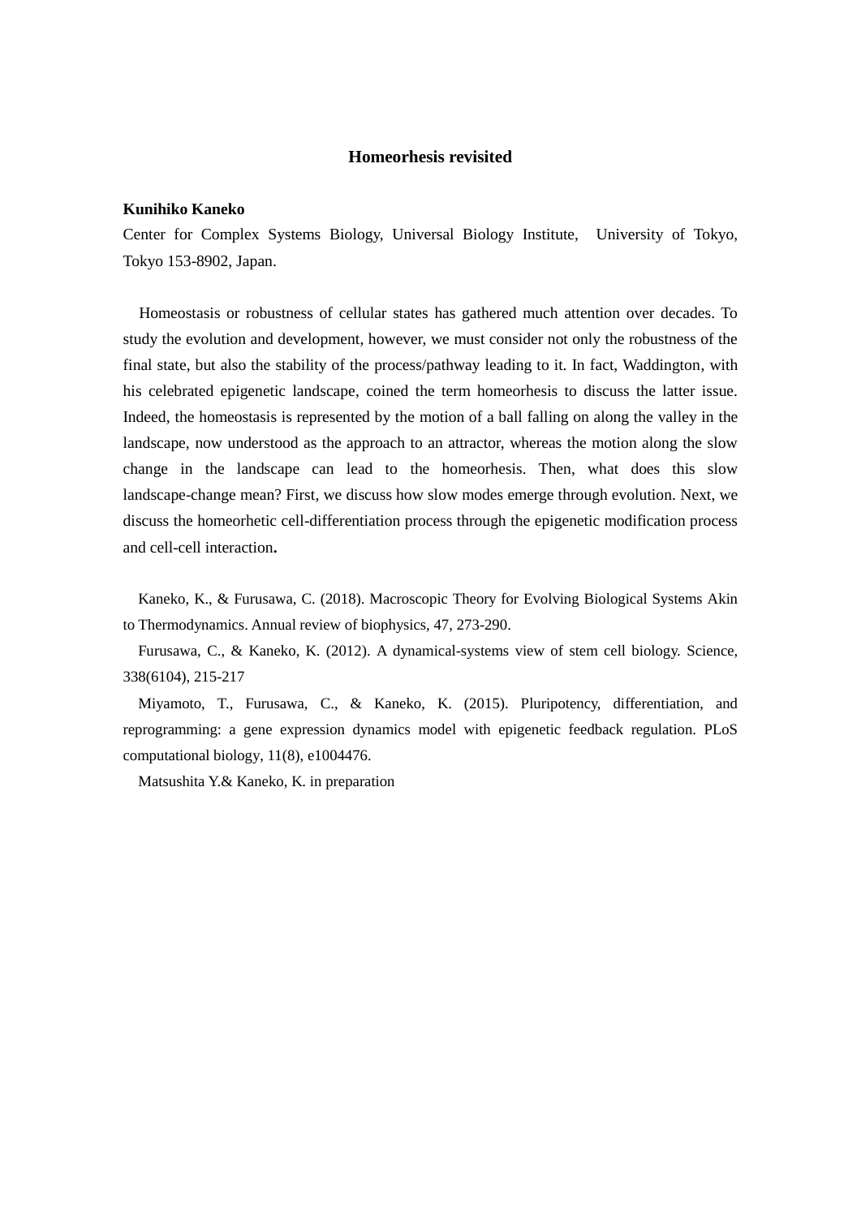## Homeorhesis revisited

**Kunihiko Kaneko**

Center for Complex Systems Biology, Universal Biology Institute, University of Tokyo, Tokyo 153-8902, Japan.

Homeostasis or robustness of cellular states has gathered much attention over decades. To study the evolution and development, however, we must consider not only the robustness of the final state, but also the stability of the process/pathway leading to it. In fact, Waddington, with his celebrated epigenetic landscape, coined the term homeorhesis to discuss the latter issue. Indeed, the homeostasis is represented by the motion of a ball falling on along the valley in the landscape, now understood as the approach to an attractor, whereas the motion along the slow change in the landscape can lead to the homeorhesis. Then, what does this slow landscape-change mean? First, we discuss how slow modes emerge through evolution. Next, we discuss the homeorhetic cell-differentiation process through the epigenetic modification process and cell-cell interaction**.**

Kaneko, K., & Furusawa, C. (2018). Macroscopic Theory for Evolving Biological Systems Akin to Thermodynamics. Annual review of biophysics, 47, 273-290.

Furusawa, C., & Kaneko, K. (2012). A dynamical-systems view of stem cell biology. Science, 338(6104), 215-217

Miyamoto, T., Furusawa, C., & Kaneko, K. (2015). Pluripotency, differentiation, and reprogramming: a gene expression dynamics model with epigenetic feedback regulation. PLoS computational biology, 11(8), e1004476.

Matsushita Y.& Kaneko, K. in preparation